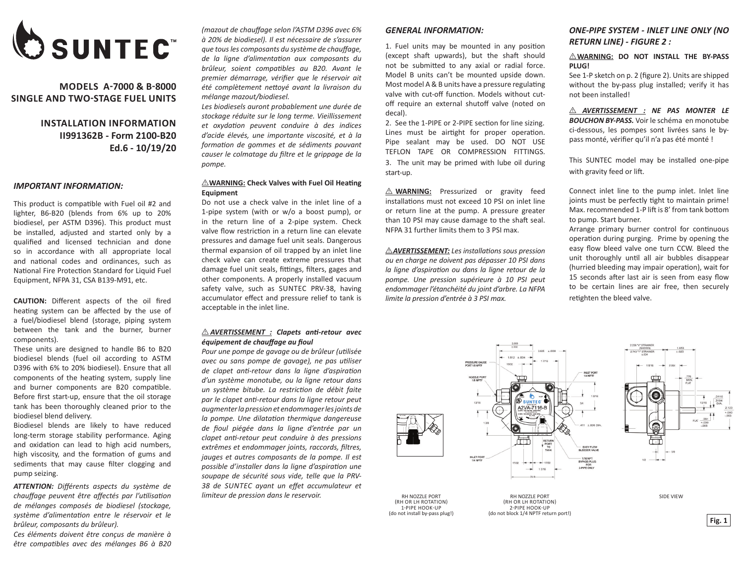# SUNTEC™

## MODELS A-7000 & B-8000 SINGLE AND TWO-STAGE FUEL UNITS

## INSTALLATION INFORMATION II991362B - Form 2100-B20 Ed.6 - 10/19/20

### *IMPORTANT INFORMATION:*

This product is compatible with Fuel oil #2 and lighter, B6-B20 (blends from 6% up to 20% biodiesel, per ASTM D396). This product must be installed, adjusted and started only by a qualified and licensed technician and done so in accordance with all appropriate local and national codes and ordinances, such as National Fire Protection Standard for Liquid Fuel Equipment, NFPA 31, CSA B139-M91, etc.

**CAUTION:** Different aspects of the oil fired heating system can be affected by the use of a fuel/biodiesel blend (storage, piping system between the tank and the burner, burner components).

These units are designed to handle B6 to B20 biodiesel blends (fuel oil according to ASTM D396 with 6% to 20% biodiesel). Ensure that all components of the heating system, supply line and burner components are B20 compatible. Before first start-up, ensure that the oil storage tank has been thoroughly cleaned prior to the biodiesel blend delivery.

Biodiesel blends are likely to have reduced long-term storage stability performance. Aging and oxidation can lead to high acid numbers, high viscosity, and the formation of gums and sediments that may cause filter clogging and pump seizing.

***ATTENTION:*** *Différents aspects du système de chauffage peuvent être affectés par l'utilisation de mélanges composés de biodiesel (stockage, système d'alimentation entre le réservoir et le brûleur, composants du brûleur).*

*Ces éléments doivent être conçus de manière à être compatibles avec des mélanges B6 à B20 (mazout de chauffage selon l'ASTM D396 avec 6% à 20% de biodiesel). Il est nécessaire de s'assurer que tous les composants du système de chauffage, de la ligne d'alimentation aux composants du brûleur, soient compatibles au B20. Avant le premier démarrage, vérifier que le réservoir ait été complètement nettoyé avant la livraison du mélange mazout/biodiesel.*

*Les biodiesels auront probablement une durée de stockage réduite sur le long terme. Vieillissement et oxydation peuvent conduire à des indices d'acide élevés, une importante viscosité, et à la formation de gommes et de sédiments pouvant causer le colmatage du filtre et le grippage de la pompe.*

⚠**WARNING: Check Valves with Fuel Oil Heating Equipment**

Do not use a check valve in the inlet line of a 1-pipe system (with or w/o a boost pump), or in the return line of a 2-pipe system. Check valve flow restriction in a return line can elevate pressures and damage fuel unit seals. Dangerous thermal expansion of oil trapped by an inlet line check valve can create extreme pressures that damage fuel unit seals, fittings, filters, gages and other components. A properly installed vacuum safety valve, such as SUNTEC PRV-38, having accumulator effect and pressure relief to tank is acceptable in the inlet line.

⚠ ***AVERTISSEMENT : Clapets anti-retour avec équipement de chauffage au fioul***

*Pour une pompe de gavage ou de brûleur (utilisée avec ou sans pompe de gavage), ne pas utiliser de clapet anti-retour dans la ligne d'aspiration d'un système monotube, ou la ligne retour dans un système bitube. La restriction de débit faite par le clapet anti-retour dans la ligne retour peut augmenter la pression et endommager les joints de la pompe. Une dilatation thermique dangereuse de fioul piégée dans la ligne d'entrée par un clapet anti-retour peut conduire à des pressions extrêmes et endommager joints, raccords, filtres, jauges et autres composants de la pompe. Il est possible d'installer dans la ligne d'aspiration une soupape de sécurité sous vide, telle que la PRV-38 de SUNTEC ayant un effet accumulateur et limiteur de pression dans le reservoir.*

### *GENERAL INFORMATION:*

1. Fuel units may be mounted in any position (except shaft upwards), but the shaft should not be submitted to any axial or radial force. Model B units can't be mounted upside down. Most model A & B units have a pressure regulating valve with cut-off function. Models without cut-off require an external shutoff valve (noted on decal).
2. See the 1-PIPE or 2-PIPE section for line sizing. Lines must be airtight for proper operation. Pipe sealant may be used. DO NOT USE TEFLON TAPE OR COMPRESSION FITTINGS.
3. The unit may be primed with lube oil during start-up.

⚠ **WARNING:** Pressurized or gravity feed installations must not exceed 10 PSI on inlet line or return line at the pump. A pressure greater than 10 PSI may cause damage to the shaft seal. NFPA 31 further limits them to 3 PSI max.

⚠***AVERTISSEMENT:*** *Les installations sous pression ou en charge ne doivent pas dépasser 10 PSI dans la ligne d'aspiration ou dans la ligne retour de la pompe. Une pression supérieure à 10 PSI peut endommager l'étanchéité du joint d'arbre. La NFPA limite la pression d'entrée à 3 PSI max.*

### *ONE-PIPE SYSTEM - INLET LINE ONLY (NO RETURN LINE) - FIGURE 2 :*

⚠**WARNING: DO NOT INSTALL THE BY-PASS PLUG!**

See 1-P sketch on p. 2 (figure 2). Units are shipped without the by-pass plug installed; verify it has not been installed!

⚠ ***AVERTISSEMENT : NE PAS MONTER LE BOUCHON BY-PASS.*** Voir le schéma en monotube ci-dessous, les pompes sont livrées sans le by-pass monté, vérifier qu'il n'a pas été monté !

This SUNTEC model may be installed one-pipe with gravity feed or lift.

Connect inlet line to the pump inlet. Inlet line joints must be perfectly tight to maintain prime! Max. recommended 1-P lift is 8' from tank bottom to pump. Start burner.

Arrange primary burner control for continuous operation during purging. Prime by opening the easy flow bleed valve one turn CCW. Bleed the unit thoroughly until all air bubbles disappear (hurried bleeding may impair operation), wait for 15 seconds after last air is seen from easy flow to be certain lines are air free, then securely retighten the bleed valve.

RH NOZZLE PORT (RH OR LH ROTATION) 1-PIPE HOOK-UP (do not install by-pass plug!)

RH NOZZLE PORT (RH OR LH ROTATION) 2-PIPE HOOK-UP (do not block 1/4 NPTF return port!)

SIDE VIEW

**Fig. 1**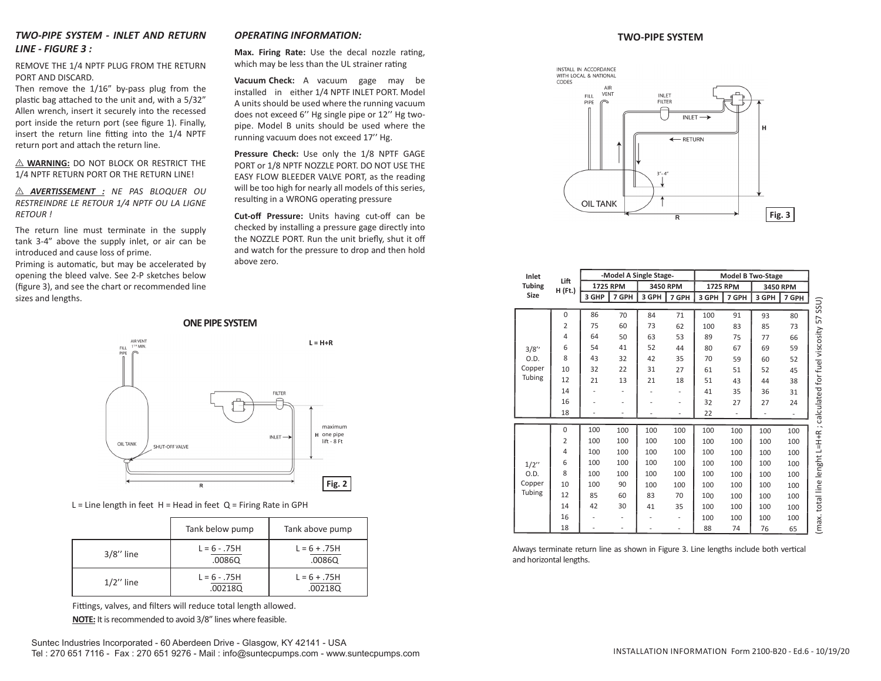## *TWO-PIPE SYSTEM - INLET AND RETURN LINE - FIGURE 3 :*

REMOVE THE 1/4 NPTF PLUG FROM THE RETURN PORT AND DISCARD.

Then remove the 1/16" by-pass plug from the plastic bag attached to the unit and, with a 5/32" Allen wrench, insert it securely into the recessed port inside the return port (see figure 1). Finally, insert the return line fitting into the 1/4 NPTF return port and attach the return line.

⚠ **WARNING:** DO NOT BLOCK OR RESTRICT THE 1/4 NPTF RETURN PORT OR THE RETURN LINE!

⚠ ***AVERTISSEMENT :*** *NE PAS BLOQUER OU RESTREINDRE LE RETOUR 1/4 NPTF OU LA LIGNE RETOUR !*

The return line must terminate in the supply tank 3-4" above the supply inlet, or air can be introduced and cause loss of prime.

Priming is automatic, but may be accelerated by opening the bleed valve. See 2-P sketches below (figure 3), and see the chart or recommended line sizes and lengths.

## *OPERATING INFORMATION:*

**Max. Firing Rate:** Use the decal nozzle rating, which may be less than the UL strainer rating

**Vacuum Check:** A vacuum gage may be installed in either 1/4 NPTF INLET PORT. Model A units should be used where the running vacuum does not exceed 6'' Hg single pipe or 12'' Hg two-pipe. Model B units should be used where the running vacuum does not exceed 17'' Hg.

**Pressure Check:** Use only the 1/8 NPTF GAGE PORT or 1/8 NPTF NOZZLE PORT. DO NOT USE THE EASY FLOW BLEEDER VALVE PORT, as the reading will be too high for nearly all models of this series, resulting in a WRONG operating pressure

**Cut-off Pressure:** Units having cut-off can be checked by installing a pressure gage directly into the NOZZLE PORT. Run the unit briefly, shut it off and watch for the pressure to drop and then hold above zero.

## ONE PIPE SYSTEM

AIR VENT 1¼" MIN.
FILL PIPE
L = H+R
FILTER
OIL TANK
SHUT-OFF VALVE
INLET
H maximum one pipe lift - 8 Ft
R
Fig. 2

L = Line length in feet  H = Head in feet  Q = Firing Rate in GPH

| | Tank below pump | Tank above pump |
|---|---|---|
| 3/8'' line | $L = \frac{6 - .75H}{.0086Q}$ | $L = \frac{6 + .75H}{.0086Q}$ |
| 1/2'' line | $L = \frac{6 - .75H}{.00218Q}$ | $L = \frac{6 + .75H}{.00218Q}$ |

Fittings, valves, and filters will reduce total length allowed.

**NOTE:** It is recommended to avoid 3/8" lines where feasible.

## TWO-PIPE SYSTEM

INSTALL IN ACCORDANCE WITH LOCAL & NATIONAL CODES
FILL PIPE
AIR VENT
INLET FILTER
INLET
RETURN
3"- 4"
H
OIL TANK
R
Fig. 3

| Inlet Tubing Size | Lift H (Ft.) | -Model A Single Stage- | | | | Model B Two-Stage | | | |
|---|---|---|---|---|---|---|---|---|---|
| | | 1725 RPM | | 3450 RPM | | 1725 RPM | | 3450 RPM | |
| | | 3 GHP | 7 GPH | 3 GPH | 7 GPH | 3 GPH | 7 GPH | 3 GPH | 7 GPH |
| 3/8'' O.D. Copper Tubing | 0 | 86 | 70 | 84 | 71 | 100 | 91 | 93 | 80 |
| | 2 | 75 | 60 | 73 | 62 | 100 | 83 | 85 | 73 |
| | 4 | 64 | 50 | 63 | 53 | 89 | 75 | 77 | 66 |
| | 6 | 54 | 41 | 52 | 44 | 80 | 67 | 69 | 59 |
| | 8 | 43 | 32 | 42 | 35 | 70 | 59 | 60 | 52 |
| | 10 | 32 | 22 | 31 | 27 | 61 | 51 | 52 | 45 |
| | 12 | 21 | 13 | 21 | 18 | 51 | 43 | 44 | 38 |
| | 14 | - | - | - | - | 41 | 35 | 36 | 31 |
| | 16 | - | - | - | - | 32 | 27 | 27 | 24 |
| | 18 | - | - | - | - | 22 | - | - | - |
| 1/2'' O.D. Copper Tubing | 0 | 100 | 100 | 100 | 100 | 100 | 100 | 100 | 100 |
| | 2 | 100 | 100 | 100 | 100 | 100 | 100 | 100 | 100 |
| | 4 | 100 | 100 | 100 | 100 | 100 | 100 | 100 | 100 |
| | 6 | 100 | 100 | 100 | 100 | 100 | 100 | 100 | 100 |
| | 8 | 100 | 100 | 100 | 100 | 100 | 100 | 100 | 100 |
| | 10 | 100 | 90 | 100 | 100 | 100 | 100 | 100 | 100 |
| | 12 | 85 | 60 | 83 | 70 | 100 | 100 | 100 | 100 |
| | 14 | 42 | 30 | 41 | 35 | 100 | 100 | 100 | 100 |
| | 16 | - | - | - | - | 100 | 100 | 100 | 100 |
| | 18 | - | - | - | - | 88 | 74 | 76 | 65 |

(max. total line lenght L=H+R ; calculated for fuel viscosity 57 SSU)

Always terminate return line as shown in Figure 3. Line lengths include both vertical and horizontal lengths.

Suntec Industries Incorporated - 60 Aberdeen Drive - Glasgow, KY 42141 - USA
Tel : 270 651 7116 - Fax : 270 651 9276 - Mail : info@suntecpumps.com - www.suntecpumps.com

INSTALLATION INFORMATION Form 2100-B20 - Ed.6 - 10/19/20